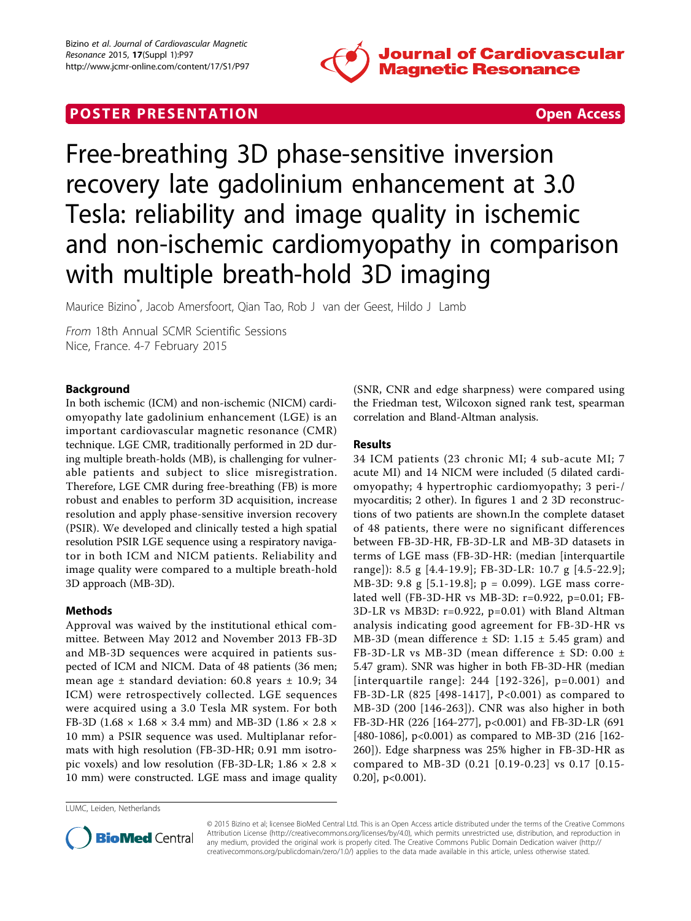**POSTER PRESENTATION** **Open Access**

# Free-breathing 3D phase-sensitive inversion recovery late gadolinium enhancement at 3.0 Tesla: reliability and image quality in ischemic and non-ischemic cardiomyopathy in comparison with multiple breath-hold 3D imaging

Maurice Bizino*, Jacob Amersfoort, Qian Tao, Rob J van der Geest, Hildo J Lamb

*From* 18th Annual SCMR Scientific Sessions
Nice, France. 4-7 February 2015

## Background

In both ischemic (ICM) and non-ischemic (NICM) cardiomyopathy late gadolinium enhancement (LGE) is an important cardiovascular magnetic resonance (CMR) technique. LGE CMR, traditionally performed in 2D during multiple breath-holds (MB), is challenging for vulnerable patients and subject to slice misregistration. Therefore, LGE CMR during free-breathing (FB) is more robust and enables to perform 3D acquisition, increase resolution and apply phase-sensitive inversion recovery (PSIR). We developed and clinically tested a high spatial resolution PSIR LGE sequence using a respiratory navigator in both ICM and NICM patients. Reliability and image quality were compared to a multiple breath-hold 3D approach (MB-3D).

## Methods

Approval was waived by the institutional ethical committee. Between May 2012 and November 2013 FB-3D and MB-3D sequences were acquired in patients suspected of ICM and NICM. Data of 48 patients (36 men; mean age ± standard deviation: 60.8 years ± 10.9; 34 ICM) were retrospectively collected. LGE sequences were acquired using a 3.0 Tesla MR system. For both FB-3D (1.68 × 1.68 × 3.4 mm) and MB-3D (1.86 × 2.8 × 10 mm) a PSIR sequence was used. Multiplanar reformats with high resolution (FB-3D-HR; 0.91 mm isotropic voxels) and low resolution (FB-3D-LR; 1.86 × 2.8 × 10 mm) were constructed. LGE mass and image quality (SNR, CNR and edge sharpness) were compared using the Friedman test, Wilcoxon signed rank test, spearman correlation and Bland-Altman analysis.

## Results

34 ICM patients (23 chronic MI; 4 sub-acute MI; 7 acute MI) and 14 NICM were included (5 dilated cardiomyopathy; 4 hypertrophic cardiomyopathy; 3 peri-/myocarditis; 2 other). In figures 1 and 2 3D reconstructions of two patients are shown.In the complete dataset of 48 patients, there were no significant differences between FB-3D-HR, FB-3D-LR and MB-3D datasets in terms of LGE mass (FB-3D-HR: (median [interquartile range]): 8.5 g [4.4-19.9]; FB-3D-LR: 10.7 g [4.5-22.9]; MB-3D: 9.8 g [5.1-19.8]; p = 0.099). LGE mass correlated well (FB-3D-HR vs MB-3D: r=0.922, p=0.01; FB-3D-LR vs MB3D: r=0.922, p=0.01) with Bland Altman analysis indicating good agreement for FB-3D-HR vs MB-3D (mean difference ± SD: 1.15 ± 5.45 gram) and FB-3D-LR vs MB-3D (mean difference ± SD: 0.00 ± 5.47 gram). SNR was higher in both FB-3D-HR (median [interquartile range]: 244 [192-326], p=0.001) and FB-3D-LR (825 [498-1417], P<0.001) as compared to MB-3D (200 [146-263]). CNR was also higher in both FB-3D-HR (226 [164-277], p<0.001) and FB-3D-LR (691 [480-1086], p<0.001) as compared to MB-3D (216 [162-260]). Edge sharpness was 25% higher in FB-3D-HR as compared to MB-3D (0.21 [0.19-0.23] vs 0.17 [0.15-0.20], p<0.001).

LUMC, Leiden, Netherlands

© 2015 Bizino et al; licensee BioMed Central Ltd. This is an Open Access article distributed under the terms of the Creative Commons Attribution License (http://creativecommons.org/licenses/by/4.0), which permits unrestricted use, distribution, and reproduction in any medium, provided the original work is properly cited. The Creative Commons Public Domain Dedication waiver (http://creativecommons.org/publicdomain/zero/1.0/) applies to the data made available in this article, unless otherwise stated.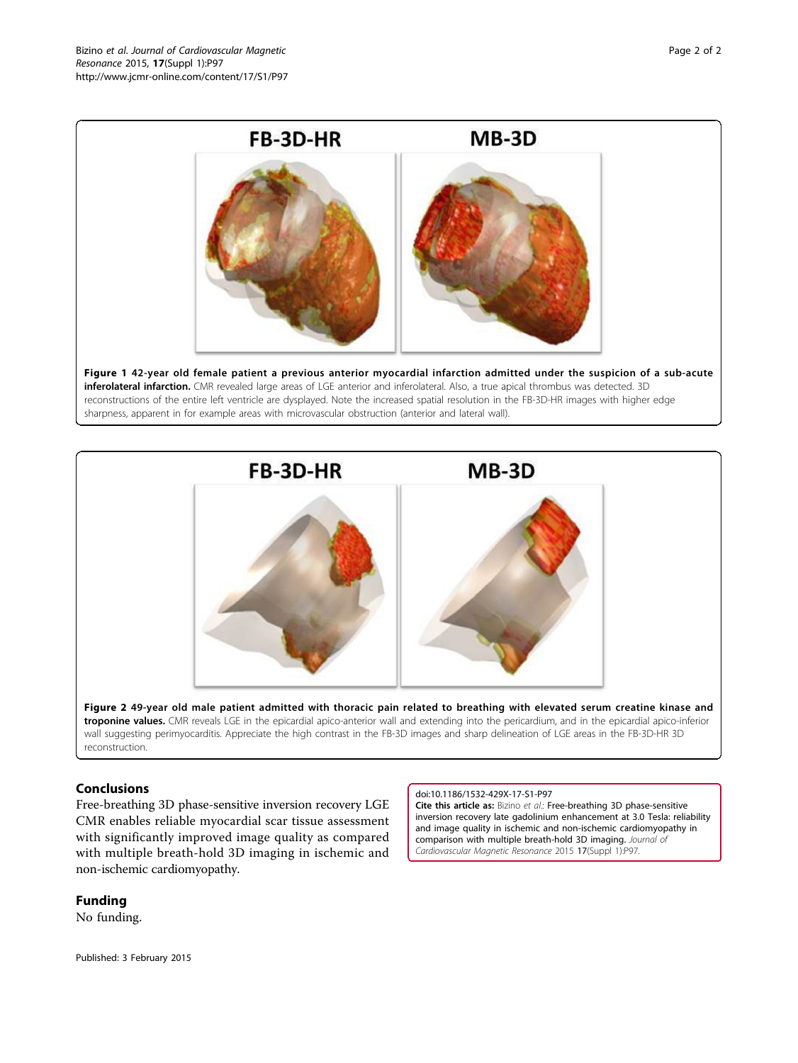FB-3D-HR

MB-3D

**Figure 1 42-year old female patient a previous anterior myocardial infarction admitted under the suspicion of a sub-acute inferolateral infarction.** CMR revealed large areas of LGE anterior and inferolateral. Also, a true apical thrombus was detected. 3D reconstructions of the entire left ventricle are dysplayed. Note the increased spatial resolution in the FB-3D-HR images with higher edge sharpness, apparent in for example areas with microvascular obstruction (anterior and lateral wall).

FB-3D-HR

MB-3D

**Figure 2 49-year old male patient admitted with thoracic pain related to breathing with elevated serum creatine kinase and troponine values.** CMR reveals LGE in the epicardial apico-anterior wall and extending into the pericardium, and in the epicardial apico-inferior wall suggesting perimyocarditis. Appreciate the high contrast in the FB-3D images and sharp delineation of LGE areas in the FB-3D-HR 3D reconstruction.

## Conclusions

Free-breathing 3D phase-sensitive inversion recovery LGE CMR enables reliable myocardial scar tissue assessment with significantly improved image quality as compared with multiple breath-hold 3D imaging in ischemic and non-ischemic cardiomyopathy.

## Funding

No funding.

Published: 3 February 2015

doi:10.1186/1532-429X-17-S1-P97

**Cite this article as:** Bizino *et al.*: Free-breathing 3D phase-sensitive inversion recovery late gadolinium enhancement at 3.0 Tesla: reliability and image quality in ischemic and non-ischemic cardiomyopathy in comparison with multiple breath-hold 3D imaging. *Journal of Cardiovascular Magnetic Resonance* 2015 **17**(Suppl 1):P97.